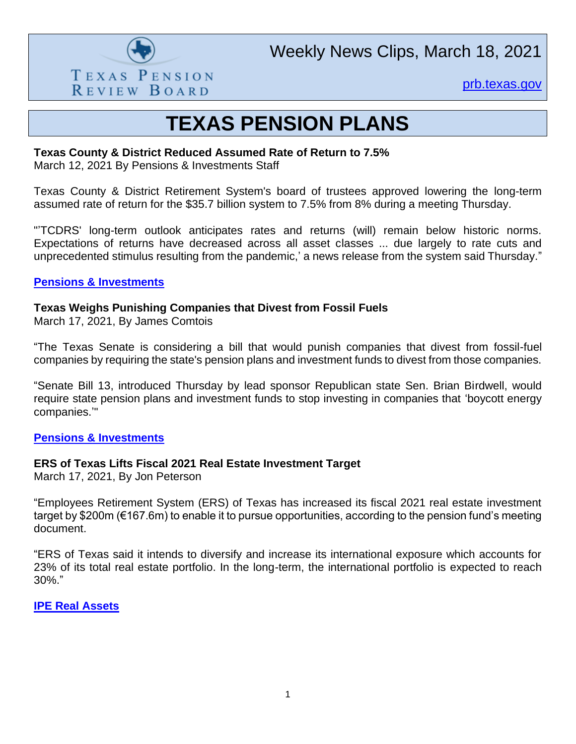Texas Pension Review Board

Weekly News Clips, March 18, 2021

prb.texas.gov

# TEXAS PENSION PLANS

**Texas County & District Reduced Assumed Rate of Return to 7.5%**
March 12, 2021 By Pensions & Investments Staff

Texas County & District Retirement System's board of trustees approved lowering the long-term assumed rate of return for the $35.7 billion system to 7.5% from 8% during a meeting Thursday.

"'TCDRS' long-term outlook anticipates rates and returns (will) remain below historic norms. Expectations of returns have decreased across all asset classes ... due largely to rate cuts and unprecedented stimulus resulting from the pandemic,' a news release from the system said Thursday."

**Pensions & Investments**

**Texas Weighs Punishing Companies that Divest from Fossil Fuels**
March 17, 2021, By James Comtois

"The Texas Senate is considering a bill that would punish companies that divest from fossil-fuel companies by requiring the state's pension plans and investment funds to divest from those companies.

"Senate Bill 13, introduced Thursday by lead sponsor Republican state Sen. Brian Birdwell, would require state pension plans and investment funds to stop investing in companies that 'boycott energy companies.'"

**Pensions & Investments**

**ERS of Texas Lifts Fiscal 2021 Real Estate Investment Target**
March 17, 2021, By Jon Peterson

"Employees Retirement System (ERS) of Texas has increased its fiscal 2021 real estate investment target by $200m (€167.6m) to enable it to pursue opportunities, according to the pension fund's meeting document.

"ERS of Texas said it intends to diversify and increase its international exposure which accounts for 23% of its total real estate portfolio. In the long-term, the international portfolio is expected to reach 30%."

**IPE Real Assets**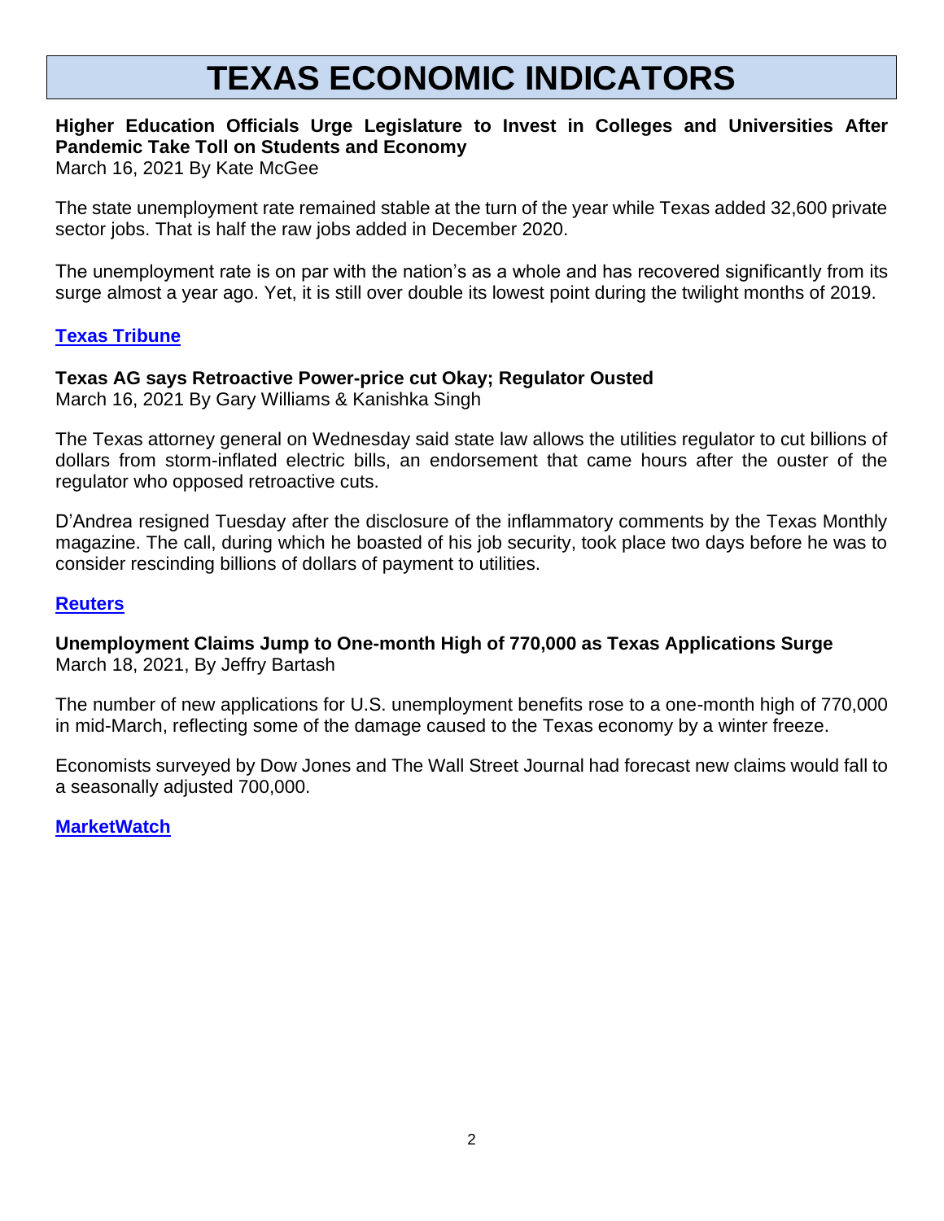# TEXAS ECONOMIC INDICATORS

**Higher Education Officials Urge Legislature to Invest in Colleges and Universities After Pandemic Take Toll on Students and Economy**
March 16, 2021 By Kate McGee

The state unemployment rate remained stable at the turn of the year while Texas added 32,600 private sector jobs. That is half the raw jobs added in December 2020.

The unemployment rate is on par with the nation's as a whole and has recovered significantly from its surge almost a year ago. Yet, it is still over double its lowest point during the twilight months of 2019.

**Texas Tribune**

**Texas AG says Retroactive Power-price cut Okay; Regulator Ousted**
March 16, 2021 By Gary Williams & Kanishka Singh

The Texas attorney general on Wednesday said state law allows the utilities regulator to cut billions of dollars from storm-inflated electric bills, an endorsement that came hours after the ouster of the regulator who opposed retroactive cuts.

D'Andrea resigned Tuesday after the disclosure of the inflammatory comments by the Texas Monthly magazine. The call, during which he boasted of his job security, took place two days before he was to consider rescinding billions of dollars of payment to utilities.

**Reuters**

**Unemployment Claims Jump to One-month High of 770,000 as Texas Applications Surge**
March 18, 2021, By Jeffry Bartash

The number of new applications for U.S. unemployment benefits rose to a one-month high of 770,000 in mid-March, reflecting some of the damage caused to the Texas economy by a winter freeze.

Economists surveyed by Dow Jones and The Wall Street Journal had forecast new claims would fall to a seasonally adjusted 700,000.

**MarketWatch**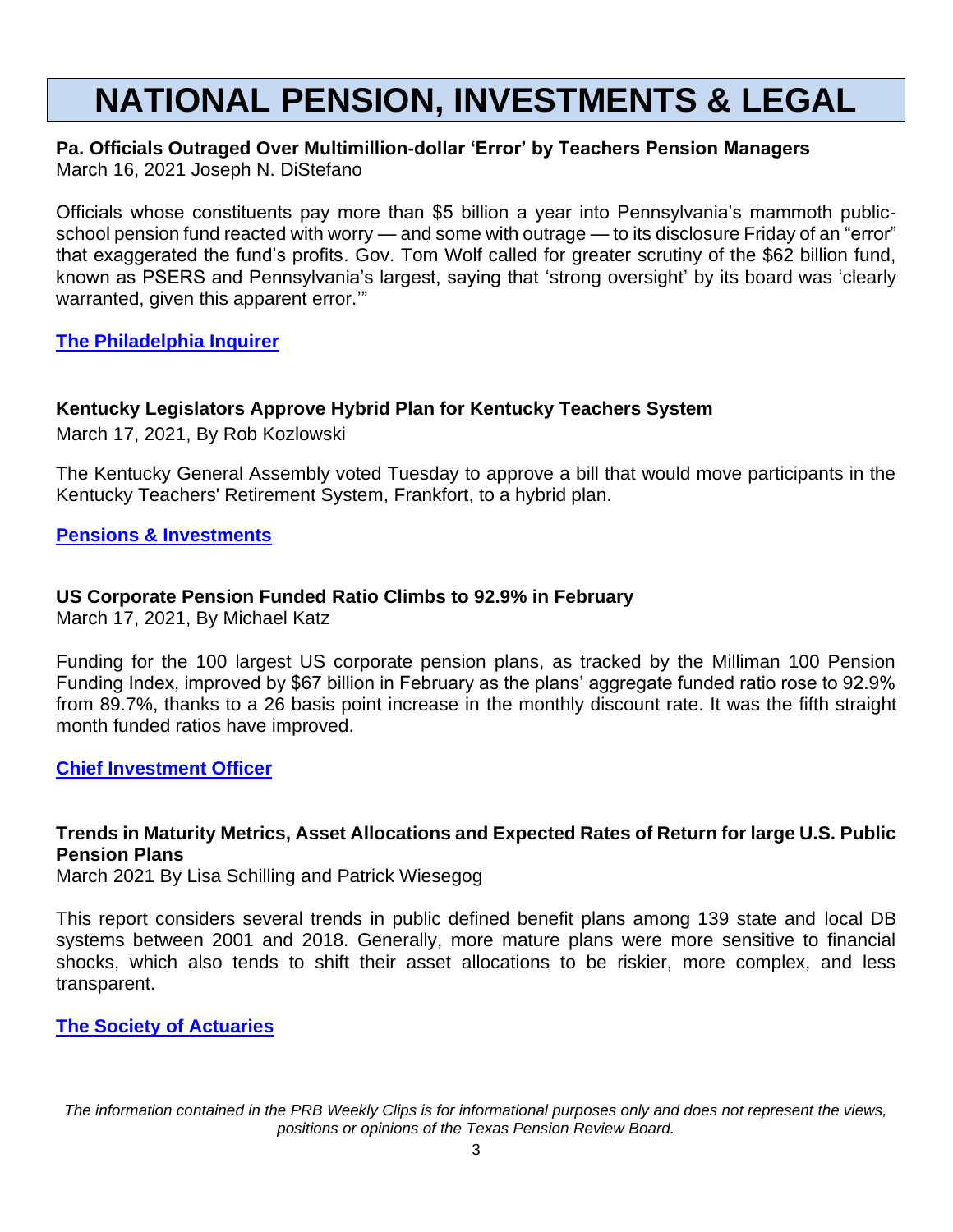# NATIONAL PENSION, INVESTMENTS & LEGAL

**Pa. Officials Outraged Over Multimillion-dollar 'Error' by Teachers Pension Managers**
March 16, 2021 Joseph N. DiStefano

Officials whose constituents pay more than $5 billion a year into Pennsylvania's mammoth public-school pension fund reacted with worry — and some with outrage — to its disclosure Friday of an "error" that exaggerated the fund's profits. Gov. Tom Wolf called for greater scrutiny of the $62 billion fund, known as PSERS and Pennsylvania's largest, saying that 'strong oversight' by its board was 'clearly warranted, given this apparent error.'"

**The Philadelphia Inquirer**

**Kentucky Legislators Approve Hybrid Plan for Kentucky Teachers System**
March 17, 2021, By Rob Kozlowski

The Kentucky General Assembly voted Tuesday to approve a bill that would move participants in the Kentucky Teachers' Retirement System, Frankfort, to a hybrid plan.

**Pensions & Investments**

**US Corporate Pension Funded Ratio Climbs to 92.9% in February**
March 17, 2021, By Michael Katz

Funding for the 100 largest US corporate pension plans, as tracked by the Milliman 100 Pension Funding Index, improved by $67 billion in February as the plans' aggregate funded ratio rose to 92.9% from 89.7%, thanks to a 26 basis point increase in the monthly discount rate. It was the fifth straight month funded ratios have improved.

**Chief Investment Officer**

**Trends in Maturity Metrics, Asset Allocations and Expected Rates of Return for large U.S. Public Pension Plans**
March 2021 By Lisa Schilling and Patrick Wiesegog

This report considers several trends in public defined benefit plans among 139 state and local DB systems between 2001 and 2018. Generally, more mature plans were more sensitive to financial shocks, which also tends to shift their asset allocations to be riskier, more complex, and less transparent.

**The Society of Actuaries**

*The information contained in the PRB Weekly Clips is for informational purposes only and does not represent the views, positions or opinions of the Texas Pension Review Board.*